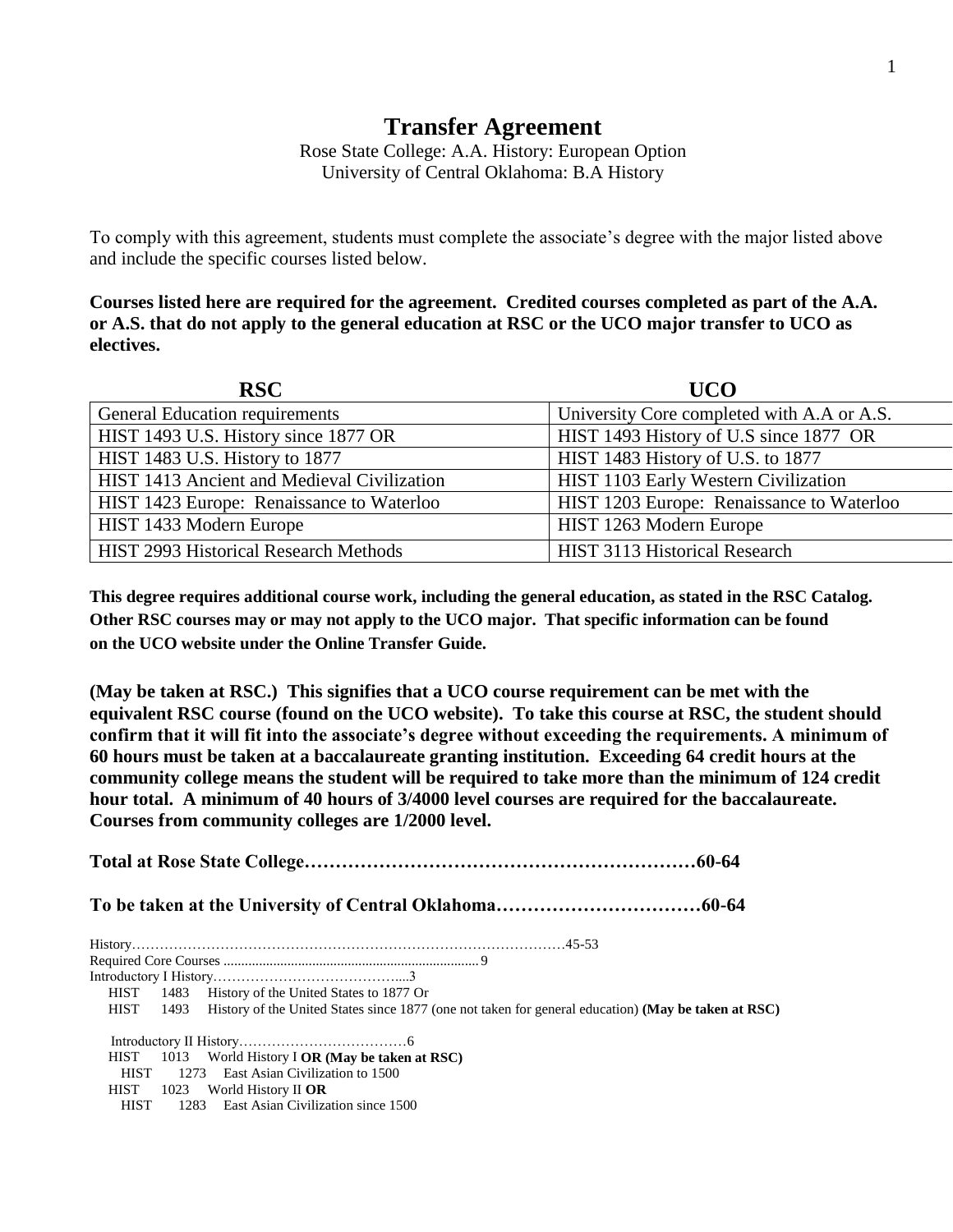# Transfer Agreement

Rose State College: A.A. History: European Option
University of Central Oklahoma: B.A History

To comply with this agreement, students must complete the associate's degree with the major listed above and include the specific courses listed below.

**Courses listed here are required for the agreement. Credited courses completed as part of the A.A. or A.S. that do not apply to the general education at RSC or the UCO major transfer to UCO as electives.**

| RSC | UCO |
|---|---|
| General Education requirements | University Core completed with A.A or A.S. |
| HIST 1493 U.S. History since 1877 OR | HIST 1493 History of U.S since 1877 OR |
| HIST 1483 U.S. History to 1877 | HIST 1483 History of U.S. to 1877 |
| HIST 1413 Ancient and Medieval Civilization | HIST 1103 Early Western Civilization |
| HIST 1423 Europe: Renaissance to Waterloo | HIST 1203 Europe: Renaissance to Waterloo |
| HIST 1433 Modern Europe | HIST 1263 Modern Europe |
| HIST 2993 Historical Research Methods | HIST 3113 Historical Research |

**This degree requires additional course work, including the general education, as stated in the RSC Catalog. Other RSC courses may or may not apply to the UCO major. That specific information can be found on the UCO website under the Online Transfer Guide.**

**(May be taken at RSC.) This signifies that a UCO course requirement can be met with the equivalent RSC course (found on the UCO website). To take this course at RSC, the student should confirm that it will fit into the associate's degree without exceeding the requirements. A minimum of 60 hours must be taken at a baccalaureate granting institution. Exceeding 64 credit hours at the community college means the student will be required to take more than the minimum of 124 credit hour total. A minimum of 40 hours of 3/4000 level courses are required for the baccalaureate. Courses from community colleges are 1/2000 level.**

**Total at Rose State College……………………………………………………60-64**

**To be taken at the University of Central Oklahoma……………………………60-64**

History……………………………………………………………………………………45-53

Required Core Courses ........................................................................ 9

Introductory I History…………………………………....3

- HIST 1483 History of the United States to 1877 Or
- HIST 1493 History of the United States since 1877 (one not taken for general education) **(May be taken at RSC)**

Introductory II History………………………………6

- HIST 1013 World History I **OR (May be taken at RSC)**
  - HIST 1273 East Asian Civilization to 1500
- HIST 1023 World History II **OR**
  - HIST 1283 East Asian Civilization since 1500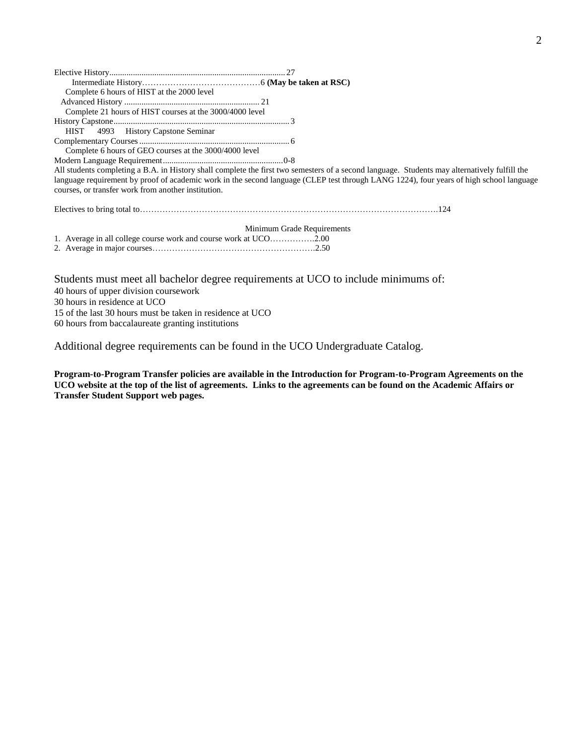Elective History.................................................................................27
Intermediate History……………………………………6 **(May be taken at RSC)**
Complete 6 hours of HIST at the 2000 level
Advanced History ............................................................... 21
Complete 21 hours of HIST courses at the 3000/4000 level
History Capstone..................................................................................3
HIST 4993 History Capstone Seminar
Complementary Courses......................................................................6
Complete 6 hours of GEO courses at the 3000/4000 level
Modern Language Requirement........................................................0-8
All students completing a B.A. in History shall complete the first two semesters of a second language. Students may alternatively fulfill the language requirement by proof of academic work in the second language (CLEP test through LANG 1224), four years of high school language courses, or transfer work from another institution.

Electives to bring total to……………………………………………………………………………………………124

Minimum Grade Requirements

1. Average in all college course work and course work at UCO…………….2.00
2. Average in major courses………………………………………………….2.50

Students must meet all bachelor degree requirements at UCO to include minimums of:
40 hours of upper division coursework
30 hours in residence at UCO
15 of the last 30 hours must be taken in residence at UCO
60 hours from baccalaureate granting institutions

Additional degree requirements can be found in the UCO Undergraduate Catalog.

**Program-to-Program Transfer policies are available in the Introduction for Program-to-Program Agreements on the UCO website at the top of the list of agreements. Links to the agreements can be found on the Academic Affairs or Transfer Student Support web pages.**